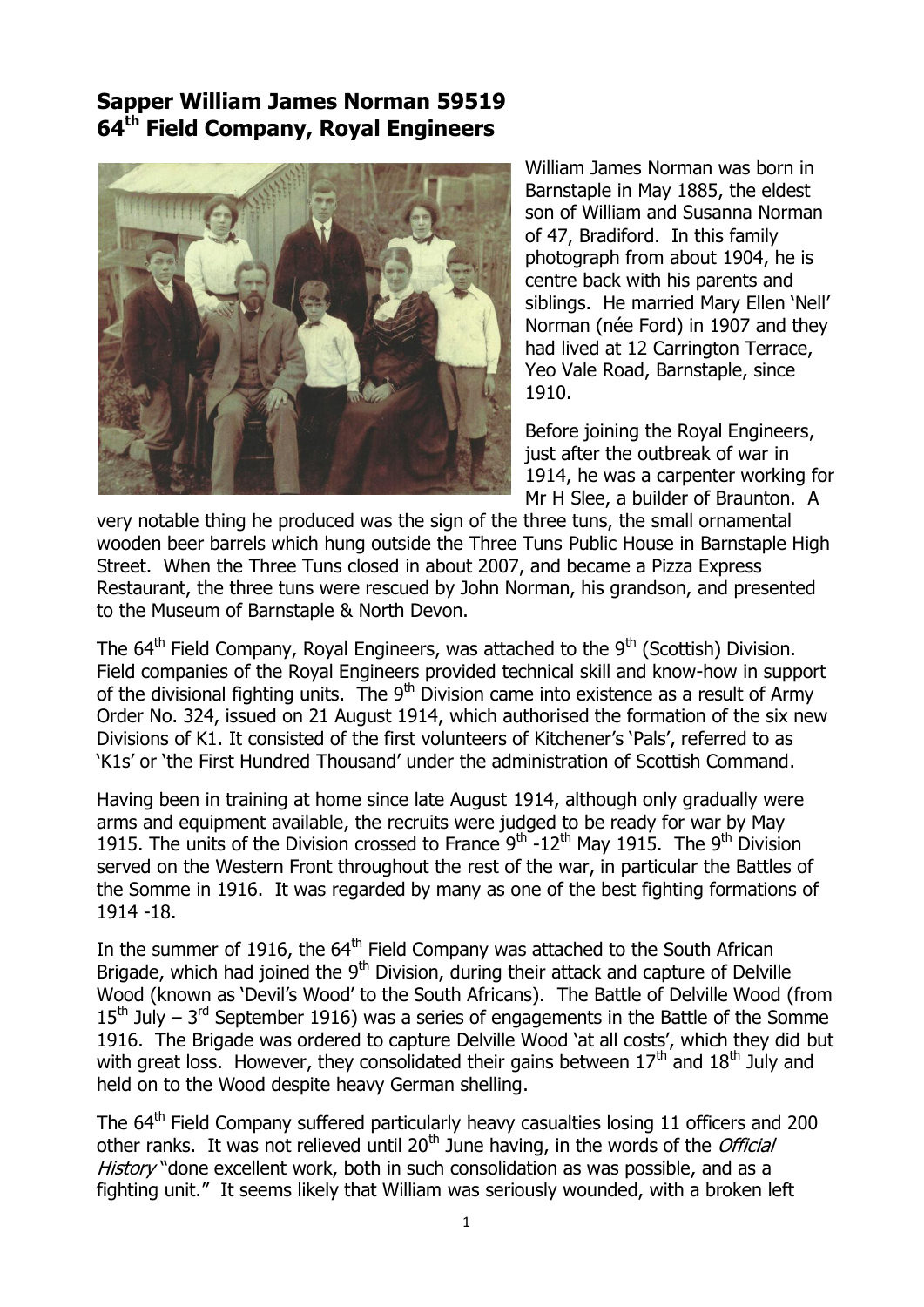# Sapper William James Norman 59519
# 64th Field Company, Royal Engineers

William James Norman was born in Barnstaple in May 1885, the eldest son of William and Susanna Norman of 47, Bradiford. In this family photograph from about 1904, he is centre back with his parents and siblings. He married Mary Ellen 'Nell' Norman (née Ford) in 1907 and they had lived at 12 Carrington Terrace, Yeo Vale Road, Barnstaple, since 1910.

Before joining the Royal Engineers, just after the outbreak of war in 1914, he was a carpenter working for Mr H Slee, a builder of Braunton. A very notable thing he produced was the sign of the three tuns, the small ornamental wooden beer barrels which hung outside the Three Tuns Public House in Barnstaple High Street. When the Three Tuns closed in about 2007, and became a Pizza Express Restaurant, the three tuns were rescued by John Norman, his grandson, and presented to the Museum of Barnstaple & North Devon.

The 64th Field Company, Royal Engineers, was attached to the 9th (Scottish) Division. Field companies of the Royal Engineers provided technical skill and know-how in support of the divisional fighting units. The 9th Division came into existence as a result of Army Order No. 324, issued on 21 August 1914, which authorised the formation of the six new Divisions of K1. It consisted of the first volunteers of Kitchener's 'Pals', referred to as 'K1s' or 'the First Hundred Thousand' under the administration of Scottish Command.

Having been in training at home since late August 1914, although only gradually were arms and equipment available, the recruits were judged to be ready for war by May 1915. The units of the Division crossed to France 9th -12th May 1915. The 9th Division served on the Western Front throughout the rest of the war, in particular the Battles of the Somme in 1916. It was regarded by many as one of the best fighting formations of 1914 -18.

In the summer of 1916, the 64th Field Company was attached to the South African Brigade, which had joined the 9th Division, during their attack and capture of Delville Wood (known as 'Devil's Wood' to the South Africans). The Battle of Delville Wood (from 15th July – 3rd September 1916) was a series of engagements in the Battle of the Somme 1916. The Brigade was ordered to capture Delville Wood 'at all costs', which they did but with great loss. However, they consolidated their gains between 17th and 18th July and held on to the Wood despite heavy German shelling.

The 64th Field Company suffered particularly heavy casualties losing 11 officers and 200 other ranks. It was not relieved until 20th June having, in the words of the *Official History* "done excellent work, both in such consolidation as was possible, and as a fighting unit." It seems likely that William was seriously wounded, with a broken left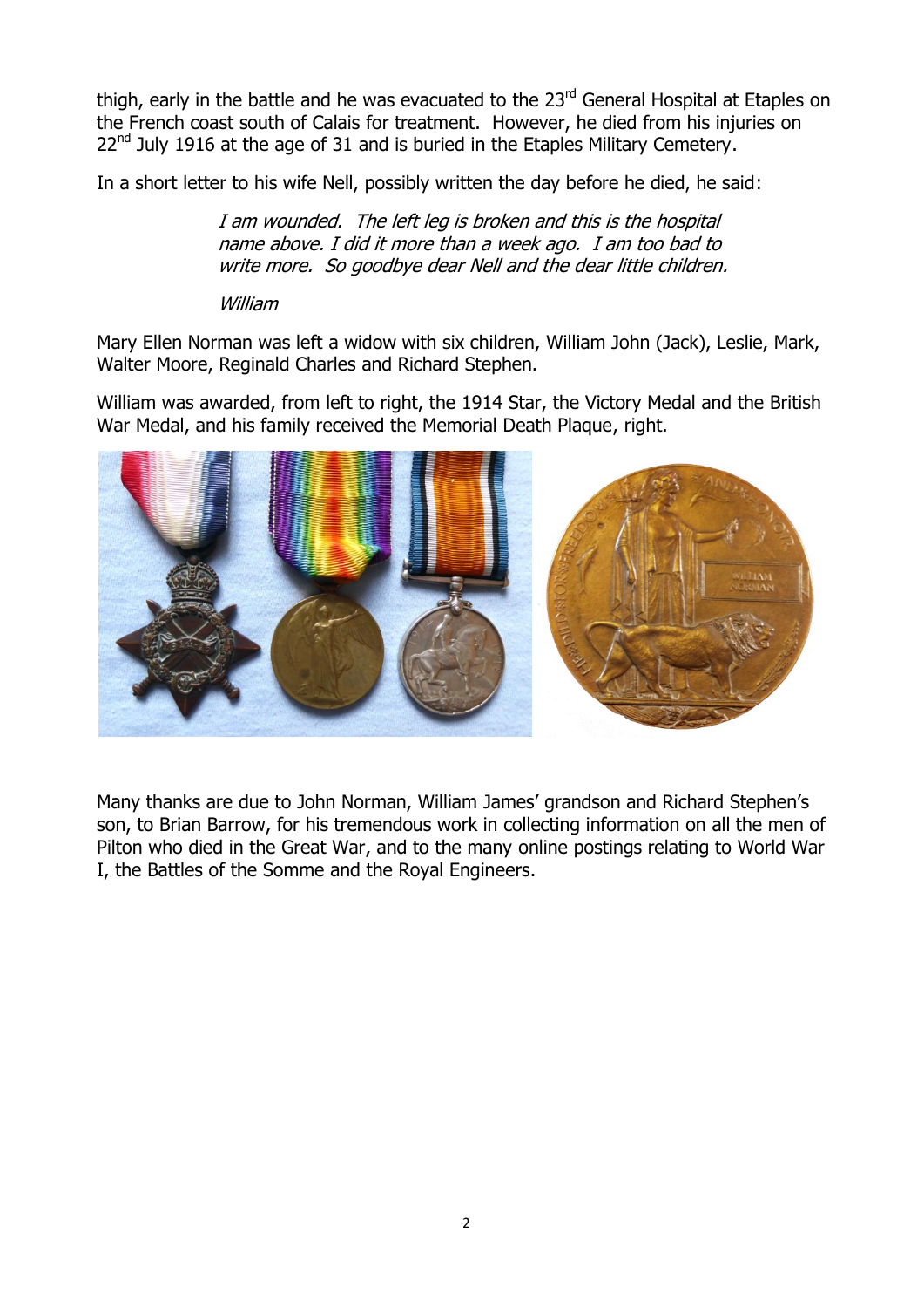thigh, early in the battle and he was evacuated to the 23rd General Hospital at Etaples on the French coast south of Calais for treatment. However, he died from his injuries on 22nd July 1916 at the age of 31 and is buried in the Etaples Military Cemetery.

In a short letter to his wife Nell, possibly written the day before he died, he said:

> *I am wounded. The left leg is broken and this is the hospital name above. I did it more than a week ago. I am too bad to write more. So goodbye dear Nell and the dear little children.*
>
> *William*

Mary Ellen Norman was left a widow with six children, William John (Jack), Leslie, Mark, Walter Moore, Reginald Charles and Richard Stephen.

William was awarded, from left to right, the 1914 Star, the Victory Medal and the British War Medal, and his family received the Memorial Death Plaque, right.

Many thanks are due to John Norman, William James' grandson and Richard Stephen's son, to Brian Barrow, for his tremendous work in collecting information on all the men of Pilton who died in the Great War, and to the many online postings relating to World War I, the Battles of the Somme and the Royal Engineers.